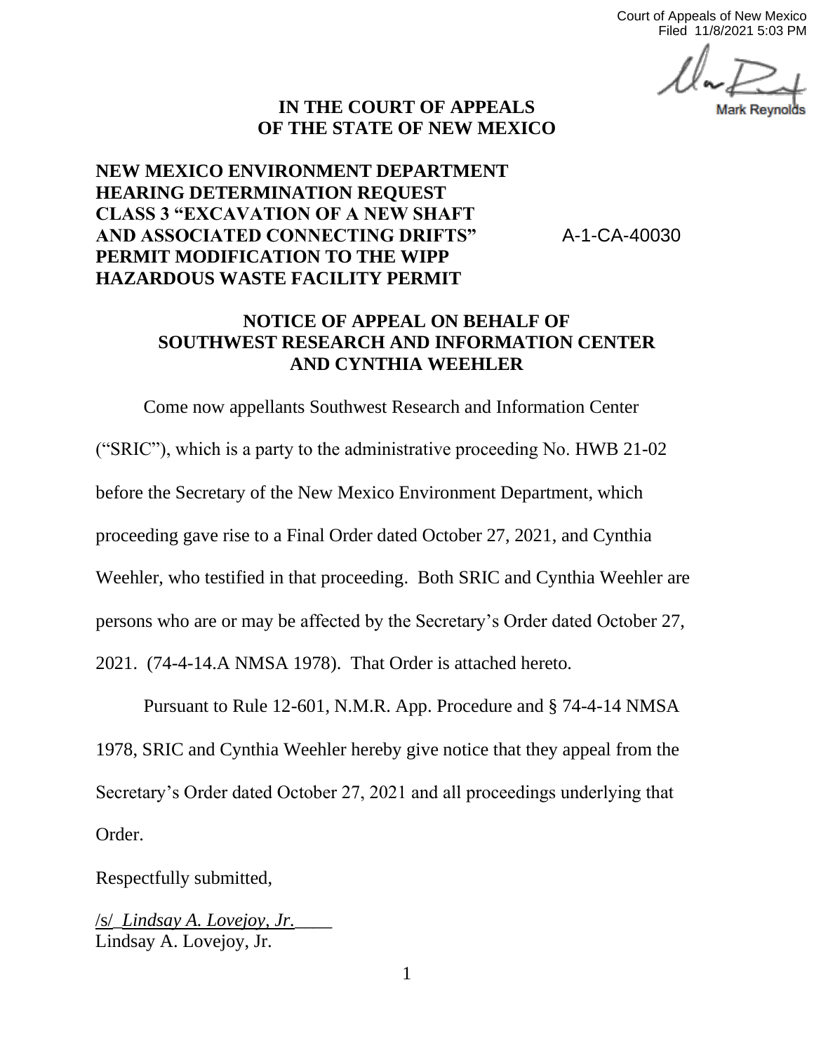Court of Appeals of New Mexico
Filed 11/8/2021 5:03 PM

Mark Reynolds

**IN THE COURT OF APPEALS**
**OF THE STATE OF NEW MEXICO**

**NEW MEXICO ENVIRONMENT DEPARTMENT HEARING DETERMINATION REQUEST CLASS 3 "EXCAVATION OF A NEW SHAFT AND ASSOCIATED CONNECTING DRIFTS" PERMIT MODIFICATION TO THE WIPP HAZARDOUS WASTE FACILITY PERMIT**

A-1-CA-40030

**NOTICE OF APPEAL ON BEHALF OF SOUTHWEST RESEARCH AND INFORMATION CENTER AND CYNTHIA WEEHLER**

Come now appellants Southwest Research and Information Center ("SRIC"), which is a party to the administrative proceeding No. HWB 21-02 before the Secretary of the New Mexico Environment Department, which proceeding gave rise to a Final Order dated October 27, 2021, and Cynthia Weehler, who testified in that proceeding. Both SRIC and Cynthia Weehler are persons who are or may be affected by the Secretary's Order dated October 27, 2021. (74-4-14.A NMSA 1978). That Order is attached hereto.

Pursuant to Rule 12-601, N.M.R. App. Procedure and § 74-4-14 NMSA 1978, SRIC and Cynthia Weehler hereby give notice that they appeal from the Secretary's Order dated October 27, 2021 and all proceedings underlying that Order.

Respectfully submitted,

/s/ *Lindsay A. Lovejoy, Jr.*
Lindsay A. Lovejoy, Jr.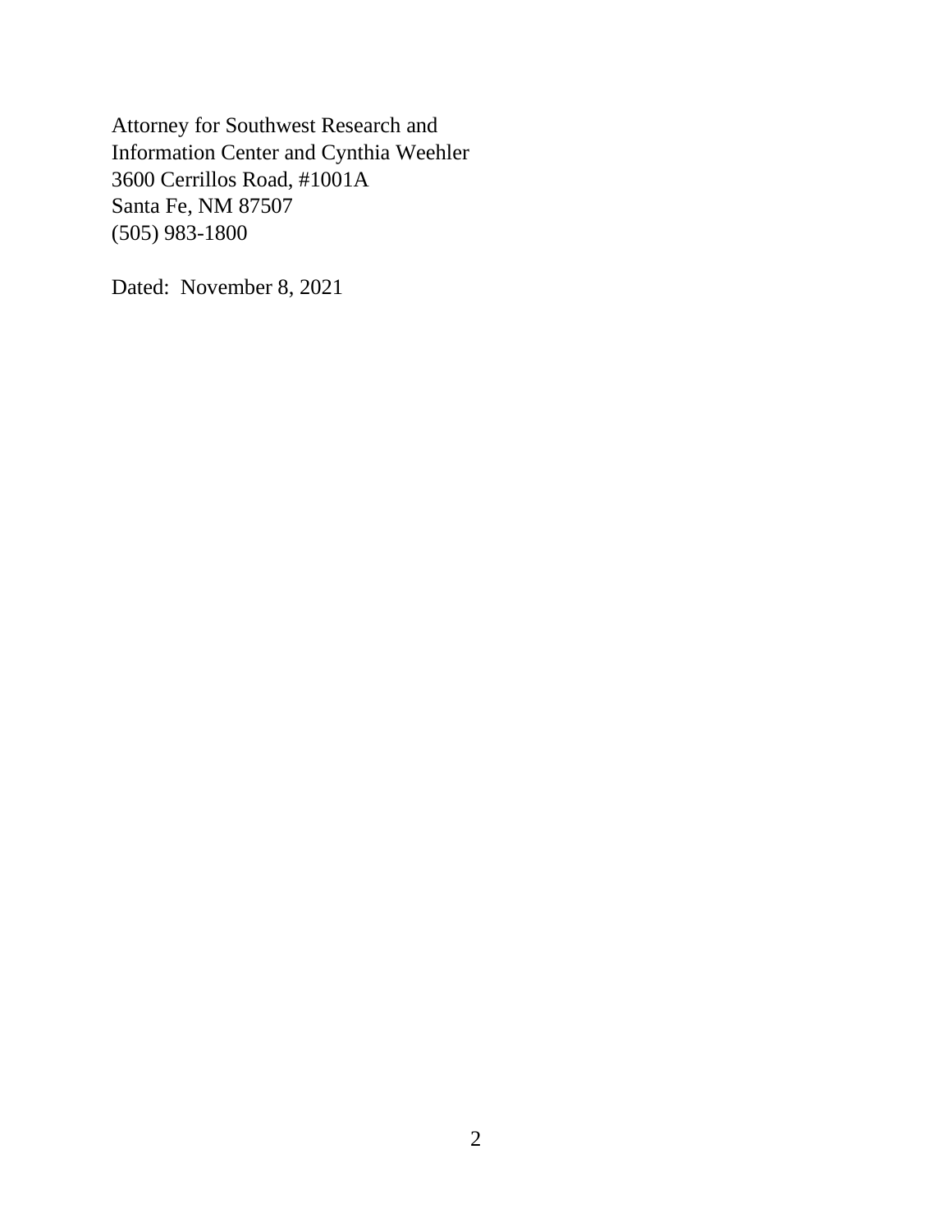Attorney for Southwest Research and
Information Center and Cynthia Weehler
3600 Cerrillos Road, #1001A
Santa Fe, NM 87507
(505) 983-1800

Dated: November 8, 2021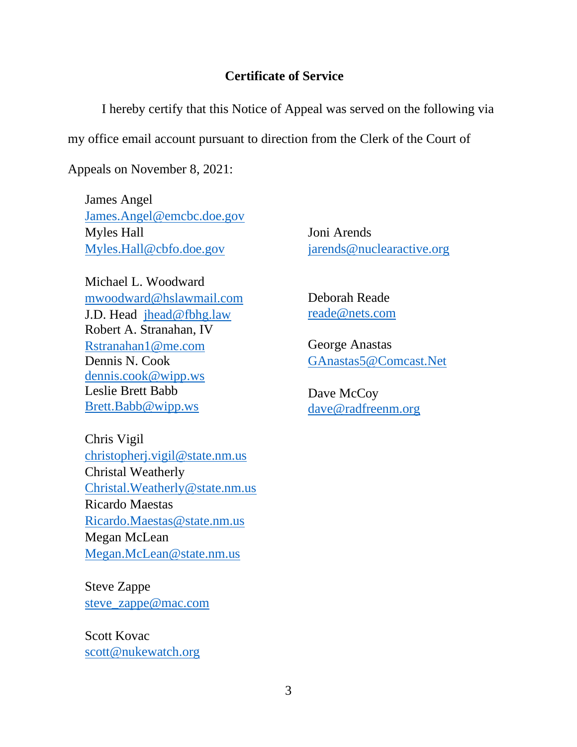## Certificate of Service

I hereby certify that this Notice of Appeal was served on the following via my office email account pursuant to direction from the Clerk of the Court of Appeals on November 8, 2021:

James Angel
James.Angel@emcbc.doe.gov
Myles Hall
Myles.Hall@cbfo.doe.gov

Michael L. Woodward
mwoodward@hslawmail.com
J.D. Head jhead@fbhg.law
Robert A. Stranahan, IV
Rstranahan1@me.com
Dennis N. Cook
dennis.cook@wipp.ws
Leslie Brett Babb
Brett.Babb@wipp.ws

Chris Vigil
christopherj.vigil@state.nm.us
Christal Weatherly
Christal.Weatherly@state.nm.us
Ricardo Maestas
Ricardo.Maestas@state.nm.us
Megan McLean
Megan.McLean@state.nm.us

Steve Zappe
steve_zappe@mac.com

Scott Kovac
scott@nukewatch.org

Joni Arends
jarends@nuclearactive.org

Deborah Reade
reade@nets.com

George Anastas
GAnastas5@Comcast.Net

Dave McCoy
dave@radfreenm.org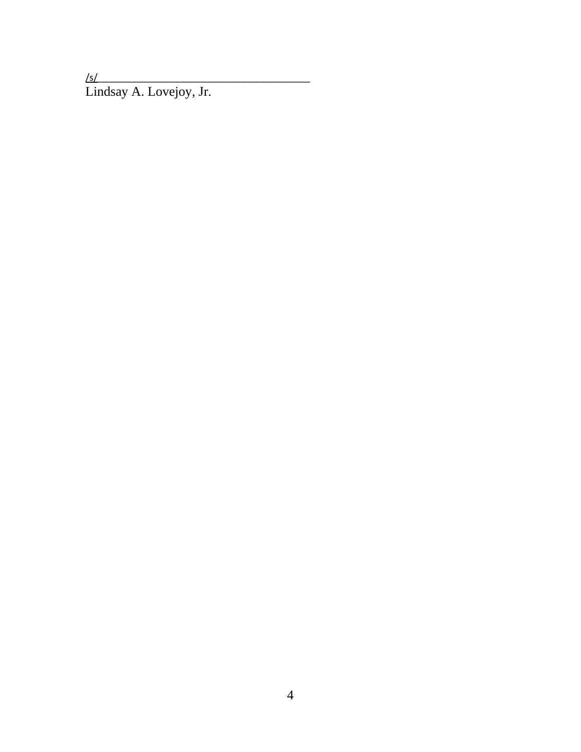/s/___________________________________

Lindsay A. Lovejoy, Jr.